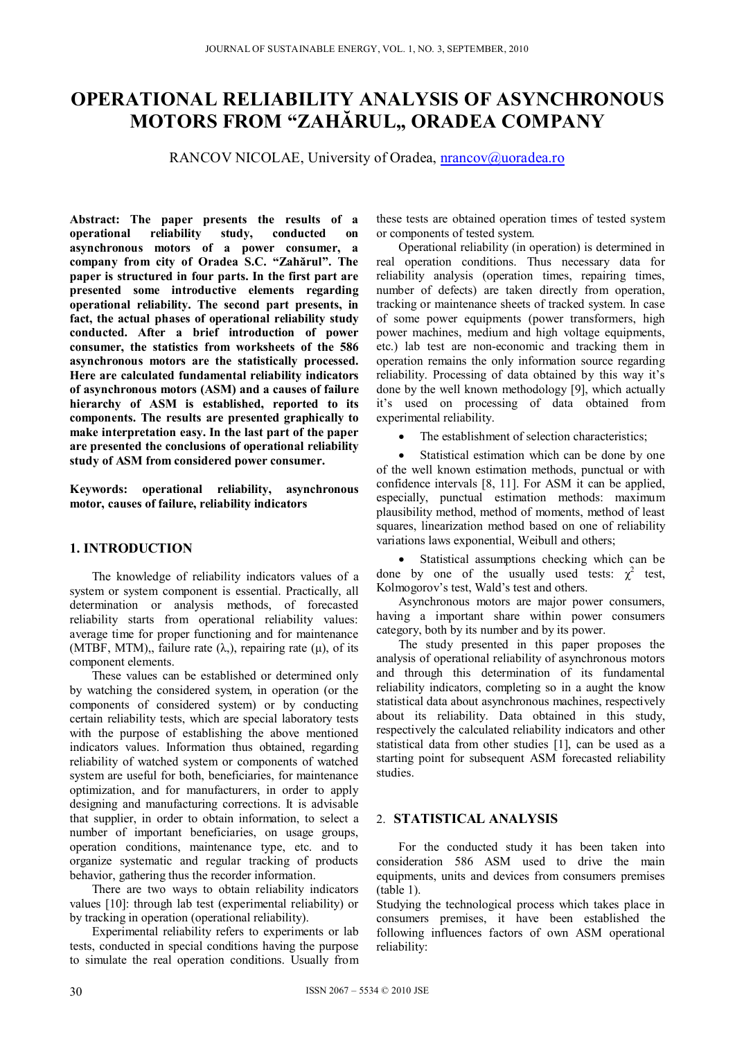# OPERATIONAL RELIABILITY ANALYSIS OF ASYNCHRONOUS MOTORS FROM "ZAHĂRUL„ ORADEA COMPANY

RANCOV NICOLAE, University of Oradea, nrancov@uoradea.ro

**Abstract: The paper presents the results of a operational reliability study, conducted on asynchronous motors of a power consumer, a company from city of Oradea S.C. "Zahărul". The paper is structured in four parts. In the first part are presented some introductive elements regarding operational reliability. The second part presents, in fact, the actual phases of operational reliability study conducted. After a brief introduction of power consumer, the statistics from worksheets of the 586 asynchronous motors are the statistically processed. Here are calculated fundamental reliability indicators of asynchronous motors (ASM) and a causes of failure hierarchy of ASM is established, reported to its components. The results are presented graphically to make interpretation easy. In the last part of the paper are presented the conclusions of operational reliability study of ASM from considered power consumer.**

**Keywords: operational reliability, asynchronous motor, causes of failure, reliability indicators**

## 1. INTRODUCTION

The knowledge of reliability indicators values of a system or system component is essential. Practically, all determination or analysis methods, of forecasted reliability starts from operational reliability values: average time for proper functioning and for maintenance (MTBF, MTM)„ failure rate (λ„), repairing rate (μ), of its component elements.

These values can be established or determined only by watching the considered system, in operation (or the components of considered system) or by conducting certain reliability tests, which are special laboratory tests with the purpose of establishing the above mentioned indicators values. Information thus obtained, regarding reliability of watched system or components of watched system are useful for both, beneficiaries, for maintenance optimization, and for manufacturers, in order to apply designing and manufacturing corrections. It is advisable that supplier, in order to obtain information, to select a number of important beneficiaries, on usage groups, operation conditions, maintenance type, etc. and to organize systematic and regular tracking of products behavior, gathering thus the recorder information.

There are two ways to obtain reliability indicators values [10]: through lab test (experimental reliability) or by tracking in operation (operational reliability).

Experimental reliability refers to experiments or lab tests, conducted in special conditions having the purpose to simulate the real operation conditions. Usually from these tests are obtained operation times of tested system or components of tested system.

Operational reliability (in operation) is determined in real operation conditions. Thus necessary data for reliability analysis (operation times, repairing times, number of defects) are taken directly from operation, tracking or maintenance sheets of tracked system. In case of some power equipments (power transformers, high power machines, medium and high voltage equipments, etc.) lab test are non-economic and tracking them in operation remains the only information source regarding reliability. Processing of data obtained by this way it's done by the well known methodology [9], which actually it's used on processing of data obtained from experimental reliability.

- The establishment of selection characteristics;
- Statistical estimation which can be done by one of the well known estimation methods, punctual or with confidence intervals [8, 11]. For ASM it can be applied, especially, punctual estimation methods: maximum plausibility method, method of moments, method of least squares, linearization method based on one of reliability variations laws exponential, Weibull and others;
- Statistical assumptions checking which can be done by one of the usually used tests: $\chi^2$ test, Kolmogorov's test, Wald's test and others.

Asynchronous motors are major power consumers, having a important share within power consumers category, both by its number and by its power.

The study presented in this paper proposes the analysis of operational reliability of asynchronous motors and through this determination of its fundamental reliability indicators, completing so in a aught the know statistical data about asynchronous machines, respectively about its reliability. Data obtained in this study, respectively the calculated reliability indicators and other statistical data from other studies [1], can be used as a starting point for subsequent ASM forecasted reliability studies.

## 2. STATISTICAL ANALYSIS

For the conducted study it has been taken into consideration 586 ASM used to drive the main equipments, units and devices from consumers premises (table 1).

Studying the technological process which takes place in consumers premises, it have been established the following influences factors of own ASM operational reliability: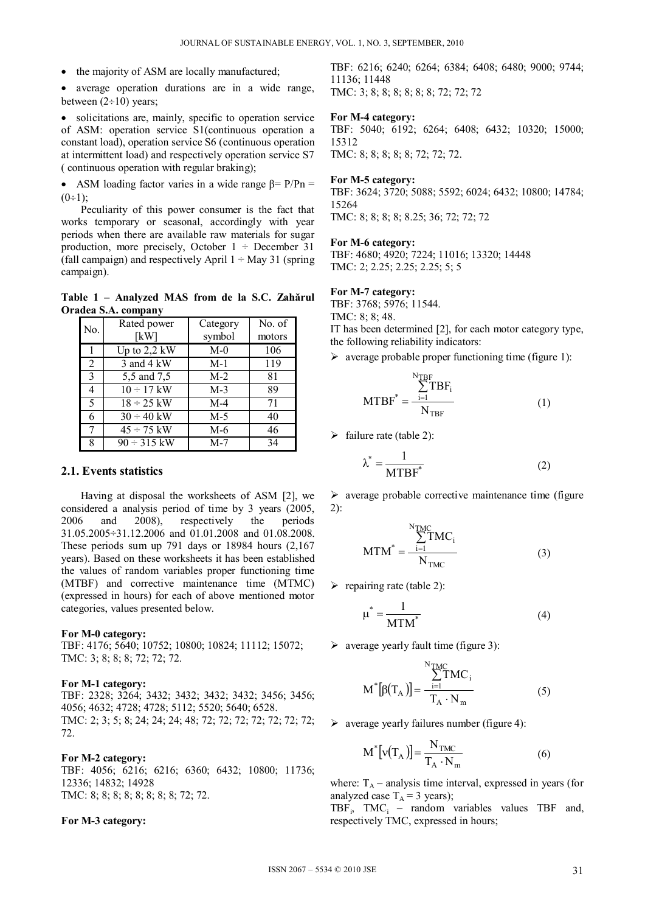- the majority of ASM are locally manufactured;
- average operation durations are in a wide range, between (2÷10) years;
- solicitations are, mainly, specific to operation service of ASM: operation service S1(continuous operation a constant load), operation service S6 (continuous operation at intermittent load) and respectively operation service S7 ( continuous operation with regular braking);
- ASM loading factor varies in a wide range $\beta = P/Pn = (0 \div 1)$;

Peculiarity of this power consumer is the fact that works temporary or seasonal, accordingly with year periods when there are available raw materials for sugar production, more precisely, October 1 ÷ December 31 (fall campaign) and respectively April 1 ÷ May 31 (spring campaign).

**Table 1 – Analyzed MAS from de la S.C. Zahărul Oradea S.A. company**

| No. | Rated power [kW] | Category symbol | No. of motors |
|---|---|---|---|
| 1 | Up to 2,2 kW | M-0 | 106 |
| 2 | 3 and 4 kW | M-1 | 119 |
| 3 | 5,5 and 7,5 | M-2 | 81 |
| 4 | 10 ÷ 17 kW | M-3 | 89 |
| 5 | 18 ÷ 25 kW | M-4 | 71 |
| 6 | 30 ÷ 40 kW | M-5 | 40 |
| 7 | 45 ÷ 75 kW | M-6 | 46 |
| 8 | 90 ÷ 315 kW | M-7 | 34 |

## 2.1. Events statistics

Having at disposal the worksheets of ASM [2], we considered a analysis period of time by 3 years (2005, 2006 and 2008), respectively the periods 31.05.2005÷31.12.2006 and 01.01.2008 and 01.08.2008. These periods sum up 791 days or 18984 hours (2,167 years). Based on these worksheets it has been established the values of random variables proper functioning time (MTBF) and corrective maintenance time (MTMC) (expressed in hours) for each of above mentioned motor categories, values presented below.

**For M-0 category:**
TBF: 4176; 5640; 10752; 10800; 10824; 11112; 15072;
TMC: 3; 8; 8; 8; 72; 72; 72.

**For M-1 category:**
TBF: 2328; 3264; 3432; 3432; 3432; 3432; 3456; 3456; 4056; 4632; 4728; 4728; 5112; 5520; 5640; 6528.
TMC: 2; 3; 5; 8; 24; 24; 24; 48; 72; 72; 72; 72; 72; 72; 72; 72.

**For M-2 category:**
TBF: 4056; 6216; 6216; 6360; 6432; 10800; 11736; 12336; 14832; 14928
TMC: 8; 8; 8; 8; 8; 8; 8; 8; 72; 72.

**For M-3 category:**
TBF: 6216; 6240; 6264; 6384; 6408; 6480; 9000; 9744; 11136; 11448
TMC: 3; 8; 8; 8; 8; 8; 8; 72; 72; 72

**For M-4 category:**
TBF: 5040; 6192; 6264; 6408; 6432; 10320; 15000; 15312
TMC: 8; 8; 8; 8; 8; 72; 72; 72.

**For M-5 category:**
TBF: 3624; 3720; 5088; 5592; 6024; 6432; 10800; 14784; 15264
TMC: 8; 8; 8; 8; 8.25; 36; 72; 72; 72

**For M-6 category:**
TBF: 4680; 4920; 7224; 11016; 13320; 14448
TMC: 2; 2.25; 2.25; 2.25; 5; 5

**For M-7 category:**
TBF: 3768; 5976; 11544.
TMC: 8; 8; 48.

IT has been determined [2], for each motor category type, the following reliability indicators:

- average probable proper functioning time (figure 1):

$$MTBF^* = \frac{\sum_{i=1}^{N_{TBF}} TBF_i}{N_{TBF}} \tag{1}$$

- failure rate (table 2):

$$\lambda^* = \frac{1}{MTBF^*} \tag{2}$$

- average probable corrective maintenance time (figure 2):

$$MTM^* = \frac{\sum_{i=1}^{N_{TMC}} TMC_i}{N_{TMC}} \tag{3}$$

- repairing rate (table 2):

$$\mu^* = \frac{1}{MTM^*} \tag{4}$$

- average yearly fault time (figure 3):

$$M^*[\beta(T_A)] = \frac{\sum_{i=1}^{N_{TMC}} TMC_i}{T_A \cdot N_m} \tag{5}$$

- average yearly failures number (figure 4):

$$M^*[\nu(T_A)] = \frac{N_{TMC}}{T_A \cdot N_m} \tag{6}$$

where: $T_A$ – analysis time interval, expressed in years (for analyzed case $T_A = 3$ years);
$TBF_i$, $TMC_i$ – random variables values TBF and, respectively TMC, expressed in hours;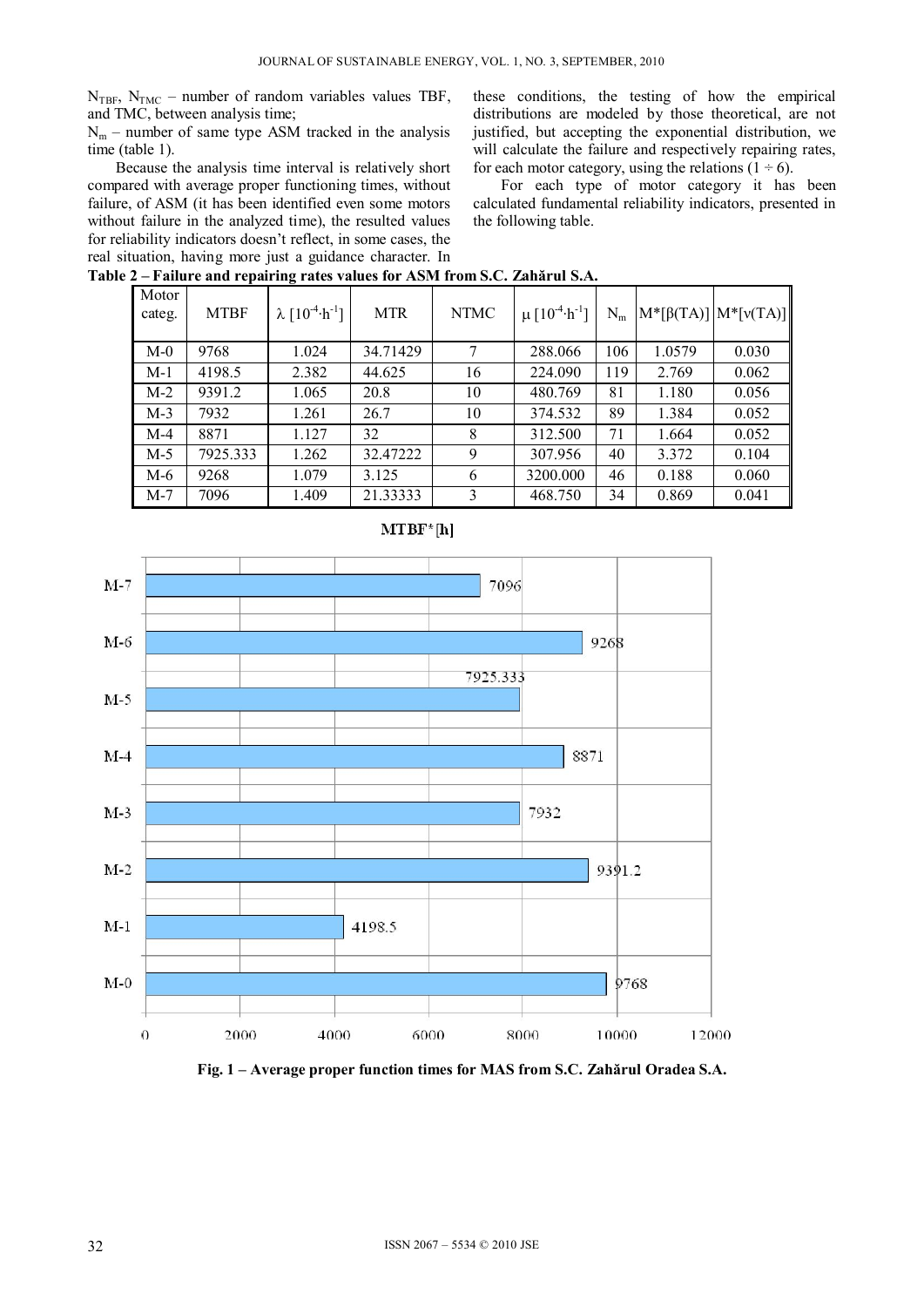$N_{TBF}$, $N_{TMC}$ – number of random variables values TBF, and TMC, between analysis time;

$N_m$ – number of same type ASM tracked in the analysis time (table 1).

Because the analysis time interval is relatively short compared with average proper functioning times, without failure, of ASM (it has been identified even some motors without failure in the analyzed time), the resulted values for reliability indicators doesn't reflect, in some cases, the real situation, having more just a guidance character. In these conditions, the testing of how the empirical distributions are modeled by those theoretical, are not justified, but accepting the exponential distribution, we will calculate the failure and respectively repairing rates, for each motor category, using the relations (1 ÷ 6).

For each type of motor category it has been calculated fundamental reliability indicators, presented in the following table.

**Table 2 – Failure and repairing rates values for ASM from S.C. Zahărul S.A.**

| Motor categ. | MTBF | $\lambda$ [$10^{-4}\cdot h^{-1}$] | MTR | NTMC | $\mu$ [$10^{-4}\cdot h^{-1}$] | $N_m$ | $M^*[\beta(TA)]$ | $M^*[\nu(TA)]$ |
|---|---|---|---|---|---|---|---|---|
| M-0 | 9768 | 1.024 | 34.71429 | 7 | 288.066 | 106 | 1.0579 | 0.030 |
| M-1 | 4198.5 | 2.382 | 44.625 | 16 | 224.090 | 119 | 2.769 | 0.062 |
| M-2 | 9391.2 | 1.065 | 20.8 | 10 | 480.769 | 81 | 1.180 | 0.056 |
| M-3 | 7932 | 1.261 | 26.7 | 10 | 374.532 | 89 | 1.384 | 0.052 |
| M-4 | 8871 | 1.127 | 32 | 8 | 312.500 | 71 | 1.664 | 0.052 |
| M-5 | 7925.333 | 1.262 | 32.47222 | 9 | 307.956 | 40 | 3.372 | 0.104 |
| M-6 | 9268 | 1.079 | 3.125 | 6 | 3200.000 | 46 | 0.188 | 0.060 |
| M-7 | 7096 | 1.409 | 21.33333 | 3 | 468.750 | 34 | 0.869 | 0.041 |

**Fig. 1 – Average proper function times for MAS from S.C. Zahărul Oradea S.A.**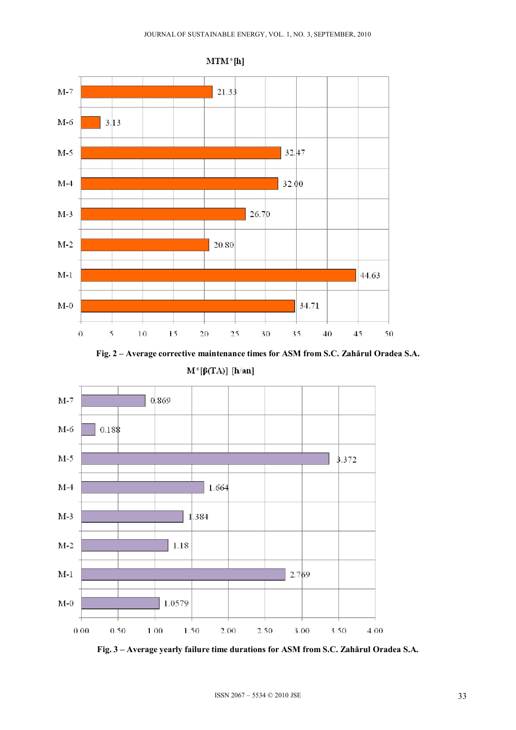MTM*[h]

| | MTM*[h] |
|---|---|
| M-7 | 21.33 |
| M-6 | 3.13 |
| M-5 | 32.47 |
| M-4 | 32.00 |
| M-3 | 26.70 |
| M-2 | 20.80 |
| M-1 | 44.63 |
| M-0 | 34.71 |

**Fig. 2 – Average corrective maintenance times for ASM from S.C. Zahărul Oradea S.A.**

M*[β(TA)] [h/an]

| | M*[β(TA)] [h/an] |
|---|---|
| M-7 | 0.869 |
| M-6 | 0.188 |
| M-5 | 3.372 |
| M-4 | 1.664 |
| M-3 | 1.384 |
| M-2 | 1.18 |
| M-1 | 2.769 |
| M-0 | 1.0579 |

**Fig. 3 – Average yearly failure time durations for ASM from S.C. Zahărul Oradea S.A.**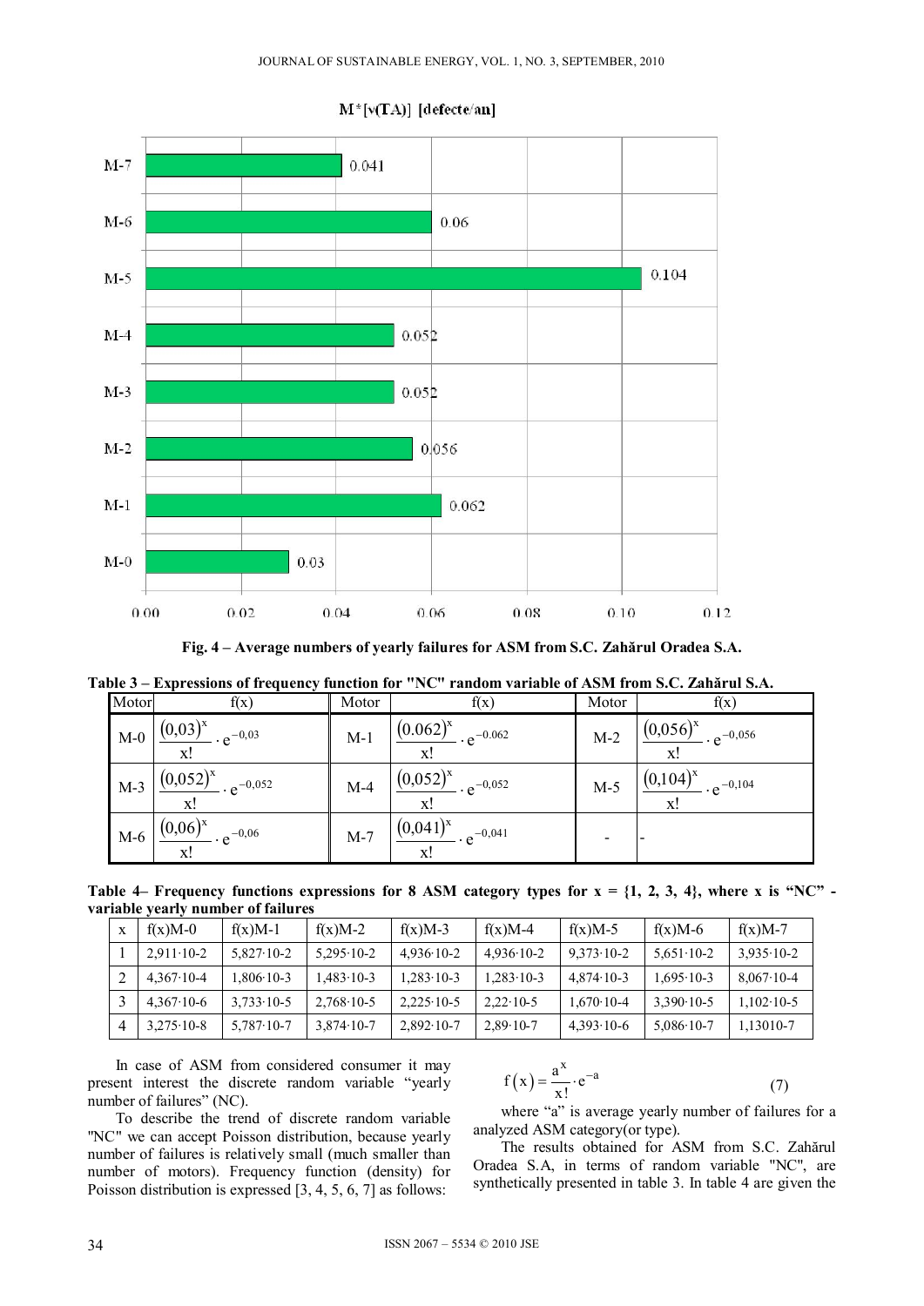M*[v(TA)] [defecte/an]

| Motor | Value |
|---|---|
| M-7 | 0.041 |
| M-6 | 0.06 |
| M-5 | 0.104 |
| M-4 | 0.052 |
| M-3 | 0.052 |
| M-2 | 0.056 |
| M-1 | 0.062 |
| M-0 | 0.03 |

**Fig. 4 – Average numbers of yearly failures for ASM from S.C. Zahărul Oradea S.A.**

**Table 3 – Expressions of frequency function for "NC" random variable of ASM from S.C. Zahărul S.A.**

| Motor | f(x) | Motor | f(x) | Motor | f(x) |
|---|---|---|---|---|---|
| M-0 | $\frac{(0,03)^x}{x!} \cdot e^{-0,03}$ | M-1 | $\frac{(0.062)^x}{x!} \cdot e^{-0.062}$ | M-2 | $\frac{(0,056)^x}{x!} \cdot e^{-0,056}$ |
| M-3 | $\frac{(0,052)^x}{x!} \cdot e^{-0,052}$ | M-4 | $\frac{(0,052)^x}{x!} \cdot e^{-0,052}$ | M-5 | $\frac{(0,104)^x}{x!} \cdot e^{-0,104}$ |
| M-6 | $\frac{(0,06)^x}{x!} \cdot e^{-0,06}$ | M-7 | $\frac{(0,041)^x}{x!} \cdot e^{-0,041}$ | - | - |

**Table 4– Frequency functions expressions for 8 ASM category types for x = {1, 2, 3, 4}, where x is "NC" - variable yearly number of failures**

| x | f(x)M-0 | f(x)M-1 | f(x)M-2 | f(x)M-3 | f(x)M-4 | f(x)M-5 | f(x)M-6 | f(x)M-7 |
|---|---|---|---|---|---|---|---|---|
| 1 | 2,911·10-2 | 5,827·10-2 | 5,295·10-2 | 4,936·10-2 | 4,936·10-2 | 9,373·10-2 | 5,651·10-2 | 3,935·10-2 |
| 2 | 4,367·10-4 | 1,806·10-3 | 1,483·10-3 | 1,283·10-3 | 1,283·10-3 | 4,874·10-3 | 1,695·10-3 | 8,067·10-4 |
| 3 | 4,367·10-6 | 3,733·10-5 | 2,768·10-5 | 2,225·10-5 | 2,22·10-5 | 1,670·10-4 | 3,390·10-5 | 1,102·10-5 |
| 4 | 3,275·10-8 | 5,787·10-7 | 3,874·10-7 | 2,892·10-7 | 2,89·10-7 | 4,393·10-6 | 5,086·10-7 | 1,13010-7 |

In case of ASM from considered consumer it may present interest the discrete random variable "yearly number of failures" (NC).

To describe the trend of discrete random variable "NC" we can accept Poisson distribution, because yearly number of failures is relatively small (much smaller than number of motors). Frequency function (density) for Poisson distribution is expressed [3, 4, 5, 6, 7] as follows:

$$f(x) = \frac{a^x}{x!} \cdot e^{-a} \tag{7}$$

where "a" is average yearly number of failures for a analyzed ASM category(or type).

The results obtained for ASM from S.C. Zahărul Oradea S.A, in terms of random variable "NC", are synthetically presented in table 3. In table 4 are given the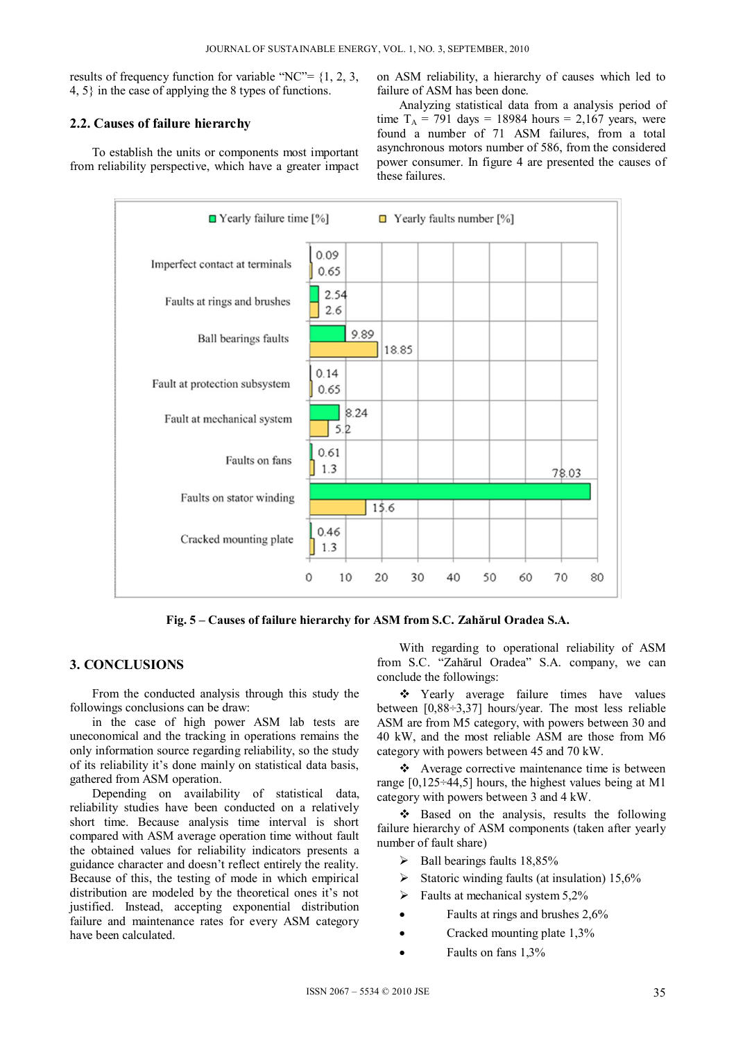results of frequency function for variable "NC"= {1, 2, 3, 4, 5} in the case of applying the 8 types of functions.

### 2.2. Causes of failure hierarchy

To establish the units or components most important from reliability perspective, which have a greater impact on ASM reliability, a hierarchy of causes which led to failure of ASM has been done.

Analyzing statistical data from a analysis period of time $T_A$ = 791 days = 18984 hours = 2,167 years, were found a number of 71 ASM failures, from a total asynchronous motors number of 586, from the considered power consumer. In figure 4 are presented the causes of these failures.

| Cause | Yearly failure time [%] | Yearly faults number [%] |
|---|---|---|
| Imperfect contact at terminals | 0.09 | 0.65 |
| Faults at rings and brushes | 2.54 | 2.6 |
| Ball bearings faults | 9.89 | 18.85 |
| Fault at protection subsystem | 0.14 | 0.65 |
| Fault at mechanical system | 8.24 | 5.2 |
| Faults on fans | 0.61 | 1.3 |
| Faults on stator winding | 78.03 | 15.6 |
| Cracked mounting plate | 0.46 | 1.3 |

**Fig. 5 – Causes of failure hierarchy for ASM from S.C. Zahărul Oradea S.A.**

## 3. CONCLUSIONS

From the conducted analysis through this study the followings conclusions can be draw:

in the case of high power ASM lab tests are uneconomical and the tracking in operations remains the only information source regarding reliability, so the study of its reliability it's done mainly on statistical data basis, gathered from ASM operation.

Depending on availability of statistical data, reliability studies have been conducted on a relatively short time. Because analysis time interval is short compared with ASM average operation time without fault the obtained values for reliability indicators presents a guidance character and doesn't reflect entirely the reality. Because of this, the testing of mode in which empirical distribution are modeled by the theoretical ones it's not justified. Instead, accepting exponential distribution failure and maintenance rates for every ASM category have been calculated.

With regarding to operational reliability of ASM from S.C. "Zahărul Oradea" S.A. company, we can conclude the followings:

- Yearly average failure times have values between [0,88÷3,37] hours/year. The most less reliable ASM are from M5 category, with powers between 30 and 40 kW, and the most reliable ASM are those from M6 category with powers between 45 and 70 kW.
- Average corrective maintenance time is between range [0,125÷44,5] hours, the highest values being at M1 category with powers between 3 and 4 kW.
- Based on the analysis, results the following failure hierarchy of ASM components (taken after yearly number of fault share)
  - Ball bearings faults 18,85%
  - Statoric winding faults (at insulation) 15,6%
  - Faults at mechanical system 5,2%
  - Faults at rings and brushes 2,6%
  - Cracked mounting plate 1,3%
  - Faults on fans 1,3%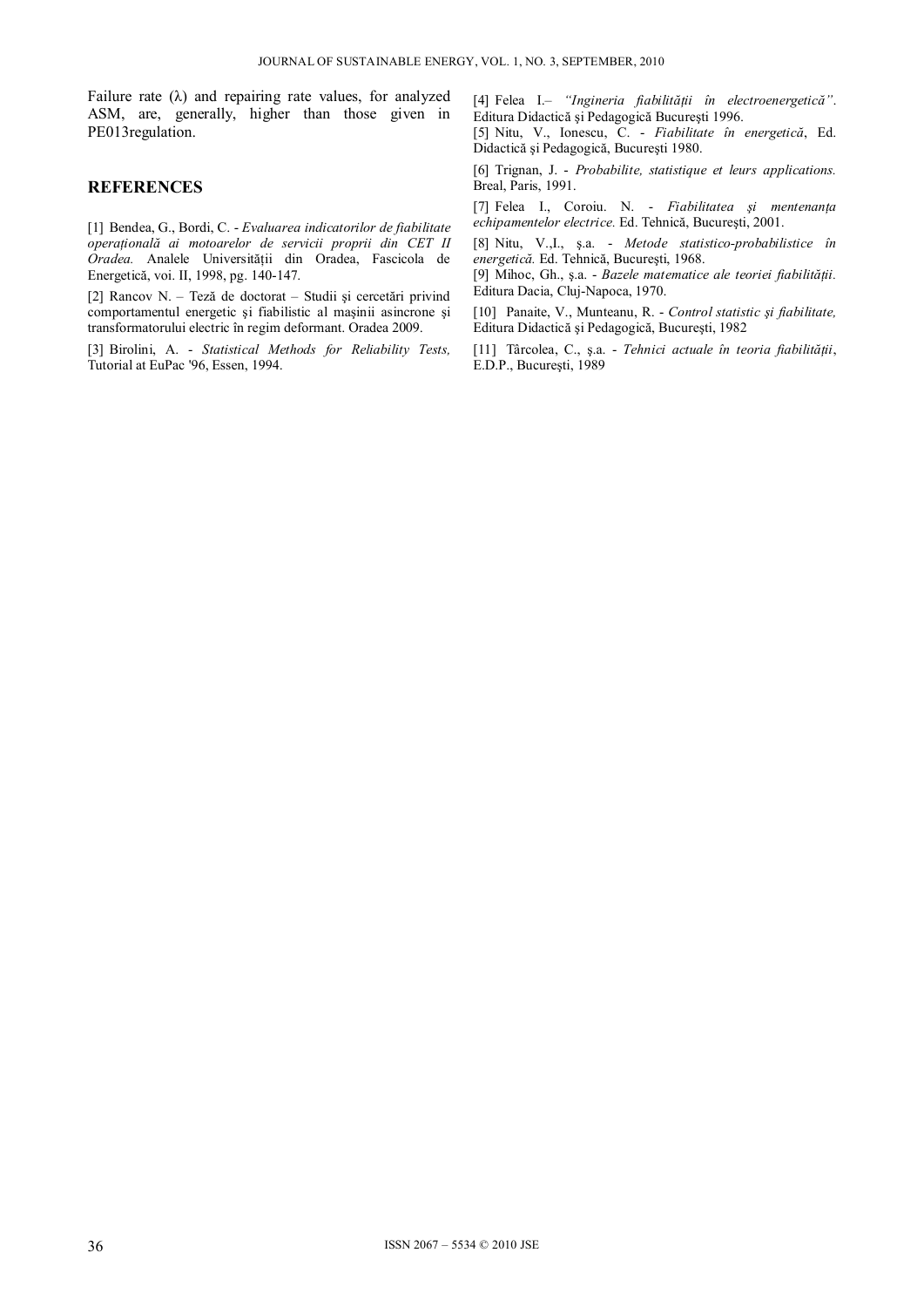Failure rate ($\lambda$) and repairing rate values, for analyzed ASM, are, generally, higher than those given in PE013regulation.

## REFERENCES

[1] Bendea, G., Bordi, C. - *Evaluarea indicatorilor de fiabilitate operațională ai motoarelor de servicii proprii din CET II Oradea.* Analele Universității din Oradea, Fascicola de Energetică, voi. II, 1998, pg. 140-147.

[2] Rancov N. – Teză de doctorat – Studii şi cercetări privind comportamentul energetic şi fiabilistic al maşinii asincrone şi transformatorului electric în regim deformant. Oradea 2009.

[3] Birolini, A. - *Statistical Methods for Reliability Tests,* Tutorial at EuPac '96, Essen, 1994.

[4] Felea I.– *"Ingineria fiabilității în electroenergetică"*. Editura Didactică şi Pedagogică Bucureşti 1996.

[5] Nitu, V., Ionescu, C. - *Fiabilitate în energetică*, Ed. Didactică şi Pedagogică, Bucureşti 1980.

[6] Trignan, J. - *Probabilite, statistique et leurs applications.* Breal, Paris, 1991.

[7] Felea I., Coroiu. N. - *Fiabilitatea şi mentenanța echipamentelor electrice.* Ed. Tehnică, Bucureşti, 2001.

[8] Nitu, V.,I., ş.a. - *Metode statistico-probabilistice în energetică.* Ed. Tehnică, Bucureşti, 1968.

[9] Mihoc, Gh., ş.a. - *Bazele matematice ale teoriei fiabilității.* Editura Dacia, Cluj-Napoca, 1970.

[10] Panaite, V., Munteanu, R. - *Control statistic şi fiabilitate,* Editura Didactică şi Pedagogică, Bucureşti, 1982

[11] Târcolea, C., ş.a. - *Tehnici actuale în teoria fiabilității*, E.D.P., Bucureşti, 1989